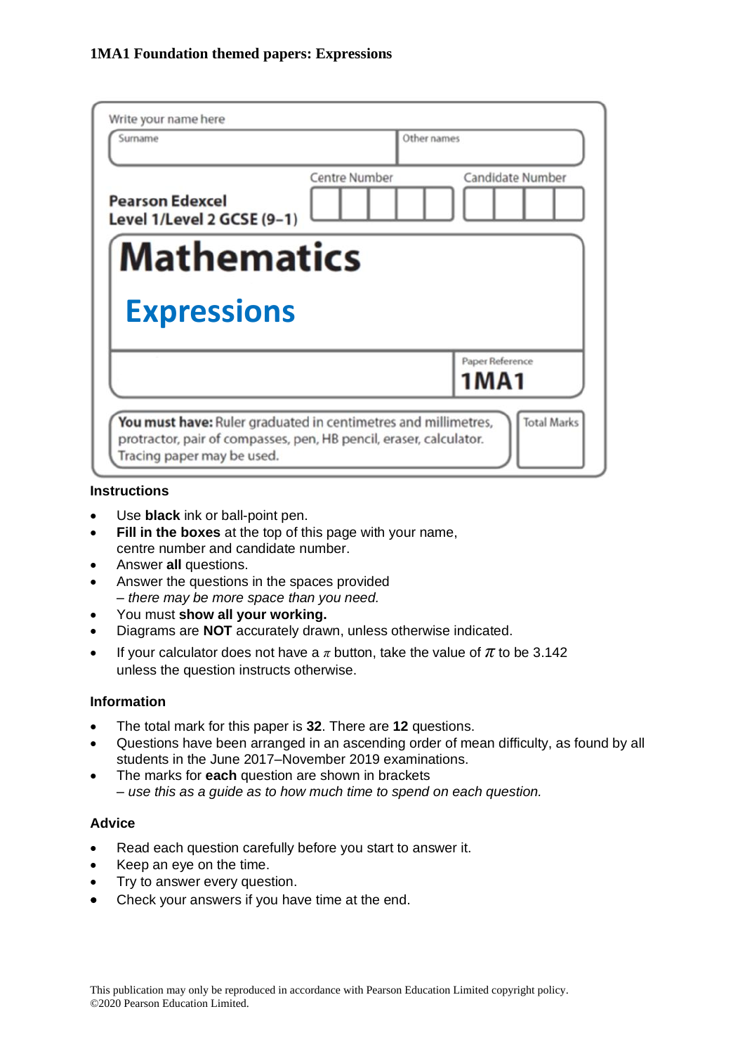**1MA1 Foundation themed papers: Expressions**

Write your name here

| Surname | Other names |
|---|---|
| | |

**Pearson Edexcel**
**Level 1/Level 2 GCSE (9–1)**

Centre Number | Candidate Number

# Mathematics

## Expressions

Paper Reference **1MA1**

**You must have:** Ruler graduated in centimetres and millimetres, protractor, pair of compasses, pen, HB pencil, eraser, calculator. Tracing paper may be used.

Total Marks

### Instructions

- Use **black** ink or ball-point pen.
- **Fill in the boxes** at the top of this page with your name, centre number and candidate number.
- Answer **all** questions.
- Answer the questions in the spaces provided
  *– there may be more space than you need.*
- You must **show all your working.**
- Diagrams are **NOT** accurately drawn, unless otherwise indicated.
- If your calculator does not have a $\pi$ button, take the value of $\pi$ to be 3.142 unless the question instructs otherwise.

### Information

- The total mark for this paper is **32**. There are **12** questions.
- Questions have been arranged in an ascending order of mean difficulty, as found by all students in the June 2017–November 2019 examinations.
- The marks for **each** question are shown in brackets
  *– use this as a guide as to how much time to spend on each question.*

### Advice

- Read each question carefully before you start to answer it.
- Keep an eye on the time.
- Try to answer every question.
- Check your answers if you have time at the end.

This publication may only be reproduced in accordance with Pearson Education Limited copyright policy.
©2020 Pearson Education Limited.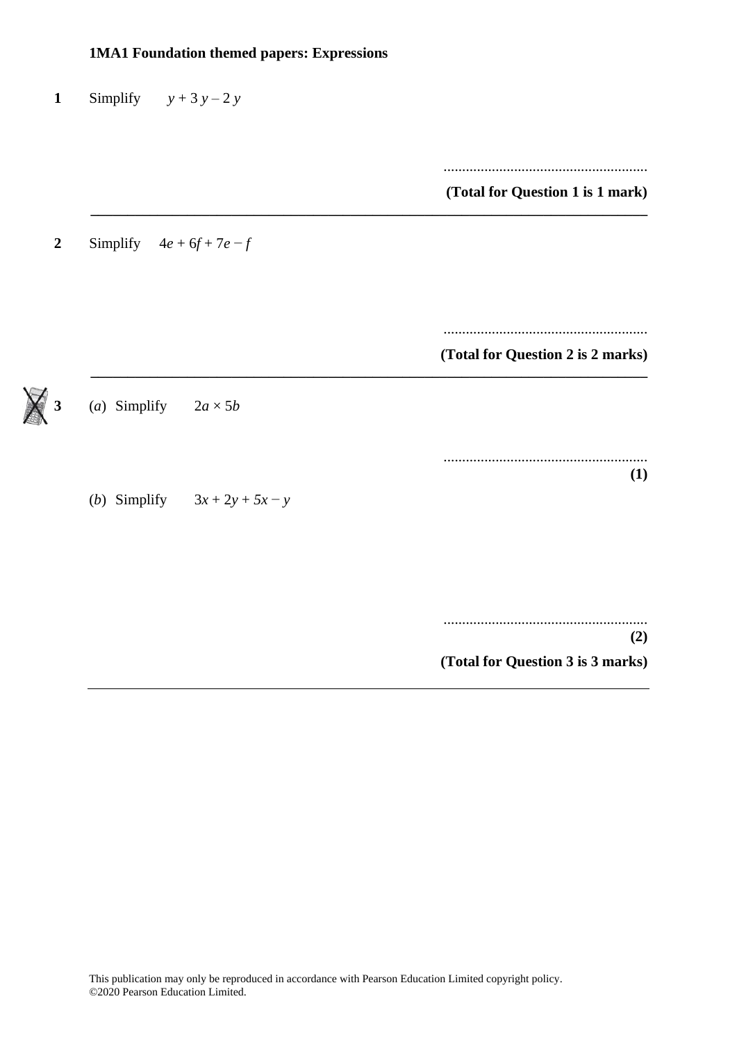**1MA1 Foundation themed papers: Expressions**

**1** Simplify $y + 3y - 2y$

.......................................................

**(Total for Question 1 is 1 mark)**

---

**2** Simplify $4e + 6f + 7e - f$

.......................................................

**(Total for Question 2 is 2 marks)**

---

**3** (*a*) Simplify $2a \times 5b$

.......................................................

**(1)**

(*b*) Simplify $3x + 2y + 5x - y$

.......................................................

**(2)**

**(Total for Question 3 is 3 marks)**

---

This publication may only be reproduced in accordance with Pearson Education Limited copyright policy.
©2020 Pearson Education Limited.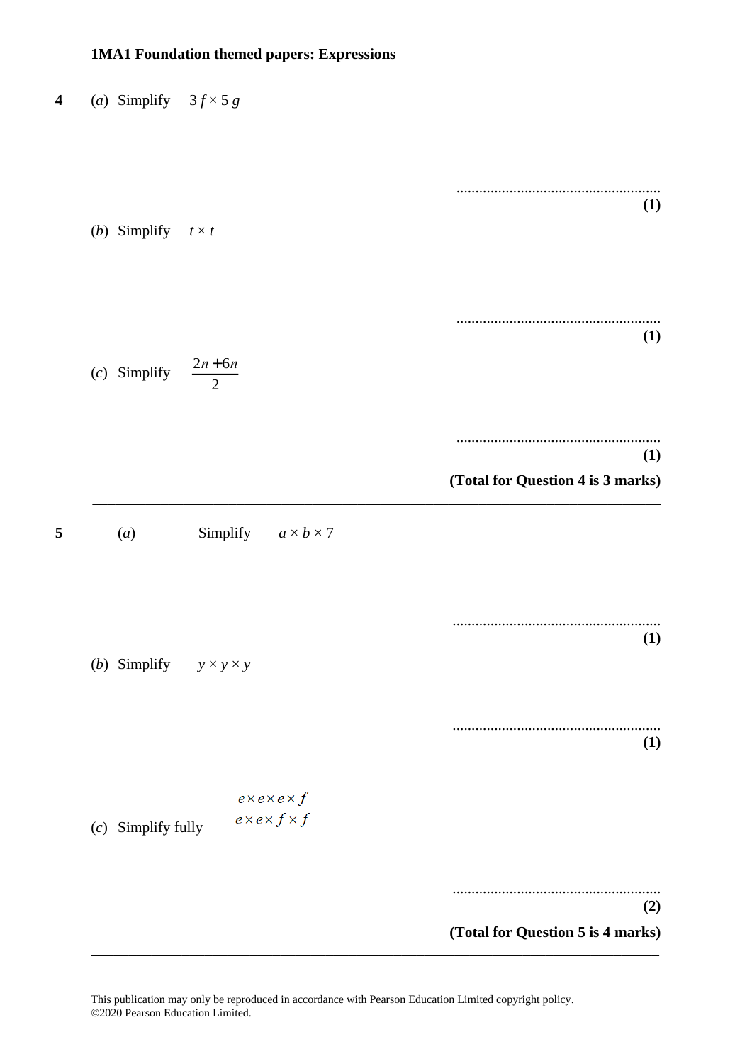**1MA1 Foundation themed papers: Expressions**

**4** (*a*) Simplify $3f \times 5g$

..........................................................
**(1)**

(*b*) Simplify $t \times t$

..........................................................
**(1)**

(*c*) Simplify $\dfrac{2n + 6n}{2}$

..........................................................
**(1)**

**(Total for Question 4 is 3 marks)**

---

**5** (*a*) Simplify $a \times b \times 7$

..........................................................
**(1)**

(*b*) Simplify $y \times y \times y$

..........................................................
**(1)**

(*c*) Simplify fully $\dfrac{e \times e \times e \times f}{e \times e \times f \times f}$

..........................................................
**(2)**

**(Total for Question 5 is 4 marks)**

---

This publication may only be reproduced in accordance with Pearson Education Limited copyright policy.
©2020 Pearson Education Limited.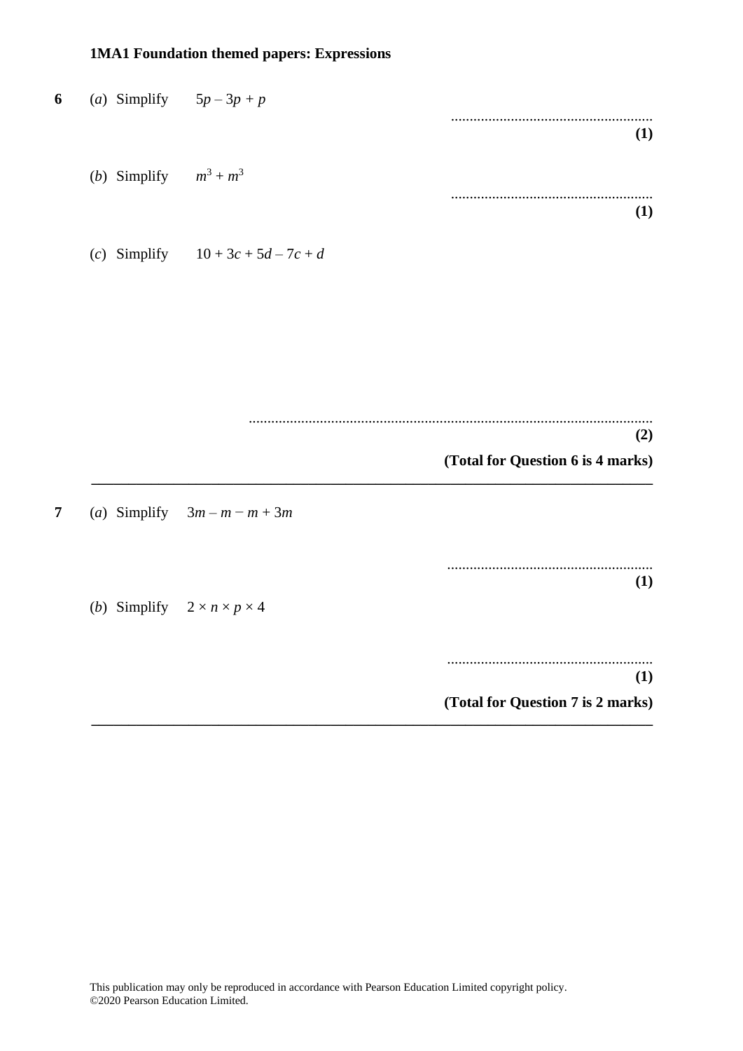**1MA1 Foundation themed papers: Expressions**

**6** (*a*) Simplify $5p - 3p + p$

......................................................
**(1)**

(*b*) Simplify $m^3 + m^3$

......................................................
**(1)**

(*c*) Simplify $10 + 3c + 5d - 7c + d$

..........................................................................................................
**(2)**

**(Total for Question 6 is 4 marks)**

---

**7** (*a*) Simplify $3m - m - m + 3m$

......................................................
**(1)**

(*b*) Simplify $2 \times n \times p \times 4$

......................................................
**(1)**

**(Total for Question 7 is 2 marks)**

---

This publication may only be reproduced in accordance with Pearson Education Limited copyright policy.
©2020 Pearson Education Limited.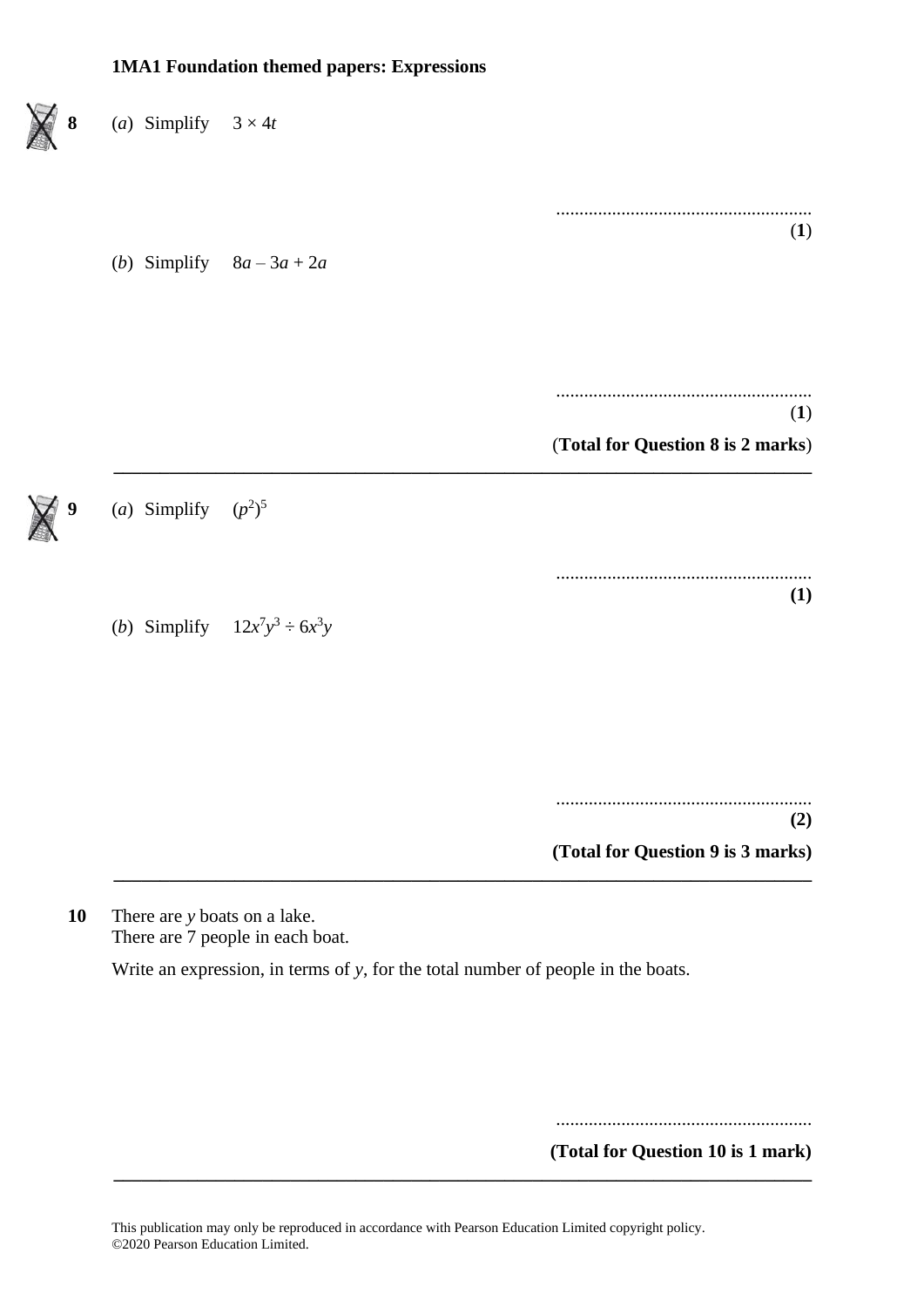**1MA1 Foundation themed papers: Expressions**

**8** (*a*) Simplify $3 \times 4t$

.......................................................
(**1**)

(*b*) Simplify $8a - 3a + 2a$

.......................................................
(**1**)

(**Total for Question 8 is 2 marks**)

---

**9** (*a*) Simplify $(p^2)^5$

.......................................................
**(1)**

(*b*) Simplify $12x^7y^3 \div 6x^3y$

.......................................................
**(2)**

**(Total for Question 9 is 3 marks)**

---

**10** There are $y$ boats on a lake.
There are 7 people in each boat.

Write an expression, in terms of $y$, for the total number of people in the boats.

.......................................................

**(Total for Question 10 is 1 mark)**

---

This publication may only be reproduced in accordance with Pearson Education Limited copyright policy.
©2020 Pearson Education Limited.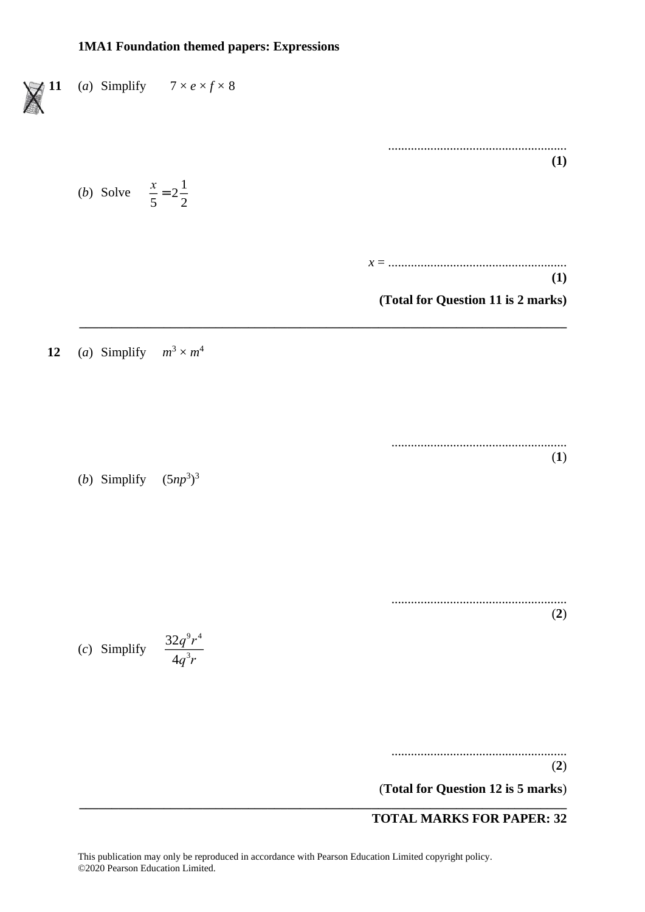**11** (*a*) Simplify $7 \times e \times f \times 8$

.......................................................
**(1)**

(*b*) Solve $\frac{x}{5} = 2\frac{1}{2}$

$x =$ .......................................................
**(1)**

**(Total for Question 11 is 2 marks)**

---

**12** (*a*) Simplify $m^3 \times m^4$

.......................................................
**(1)**

(*b*) Simplify $(5np^3)^3$

.......................................................
**(2)**

(*c*) Simplify $\frac{32q^9r^4}{4q^3r}$

.......................................................
**(2)**

**(Total for Question 12 is 5 marks)**

---

**TOTAL MARKS FOR PAPER: 32**

This publication may only be reproduced in accordance with Pearson Education Limited copyright policy.
©2020 Pearson Education Limited.